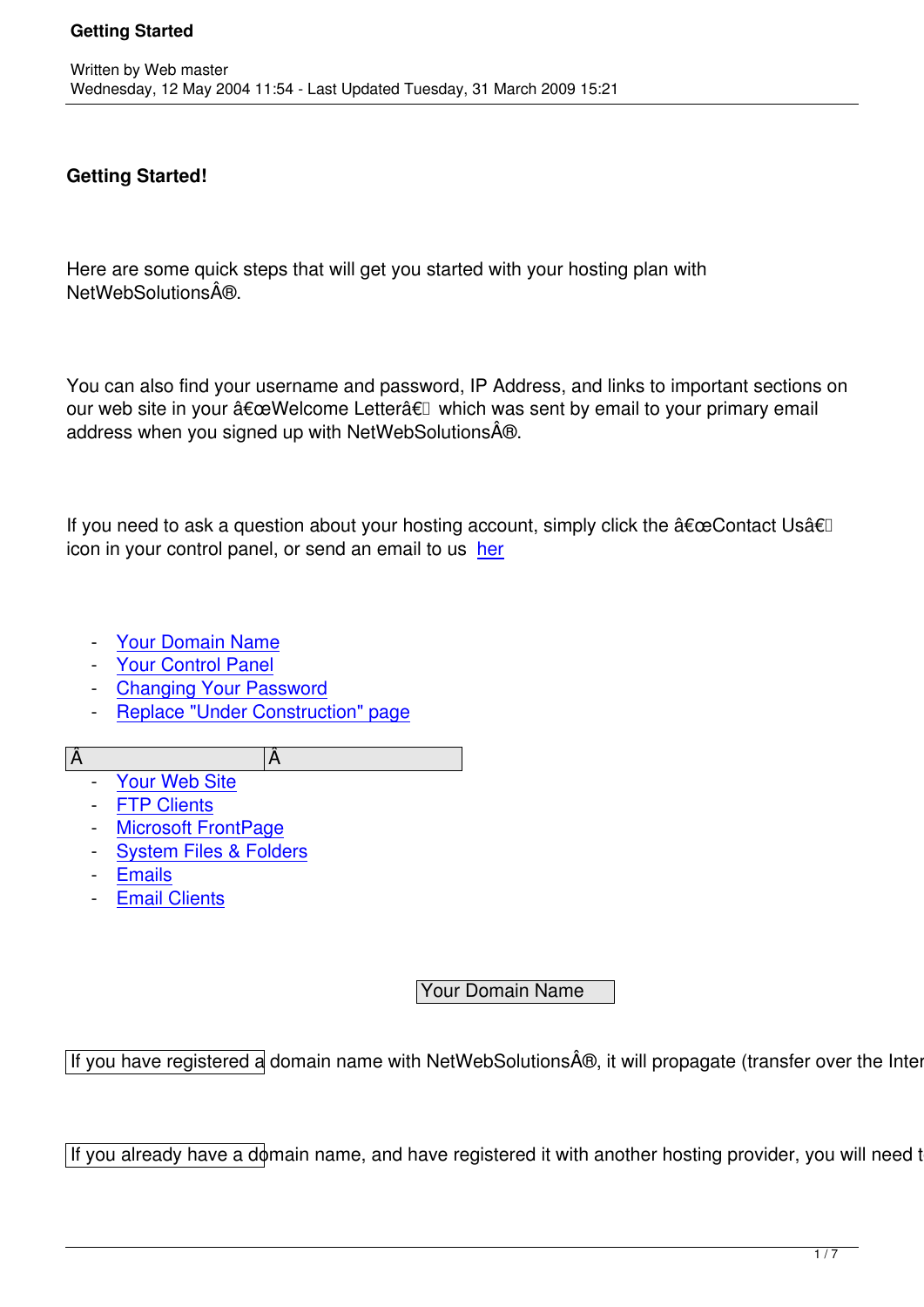# Getting Started

Written by Web master

Wednesday, 12 May 2004 11:54 - Last Updated Tuesday, 31 March 2009 15:21

**Getting Started!**

Here are some quick steps that will get you started with your hosting plan with NetWebSolutionsÂ®.

You can also find your username and password, IP Address, and links to important sections on our web site in your â€œWelcome Letterâ€ which was sent by email to your primary email address when you signed up with NetWebSolutionsÂ®.

If you need to ask a question about your hosting account, simply click the â€œContact Usâ€ icon in your control panel, or send an email to us [her](#)

- [Your Domain Name](#)
- [Your Control Panel](#)
- [Changing Your Password](#)
- [Replace "Under Construction" page](#)

| Â | Â |
| --- | --- |

- [Your Web Site](#)
- [FTP Clients](#)
- [Microsoft FrontPage](#)
- [System Files & Folders](#)
- [Emails](#)
- [Email Clients](#)

**Your Domain Name**

If you have registered a domain name with NetWebSolutionsÂ®, it will propagate (transfer over the Inter

If you already have a domain name, and have registered it with another hosting provider, you will need t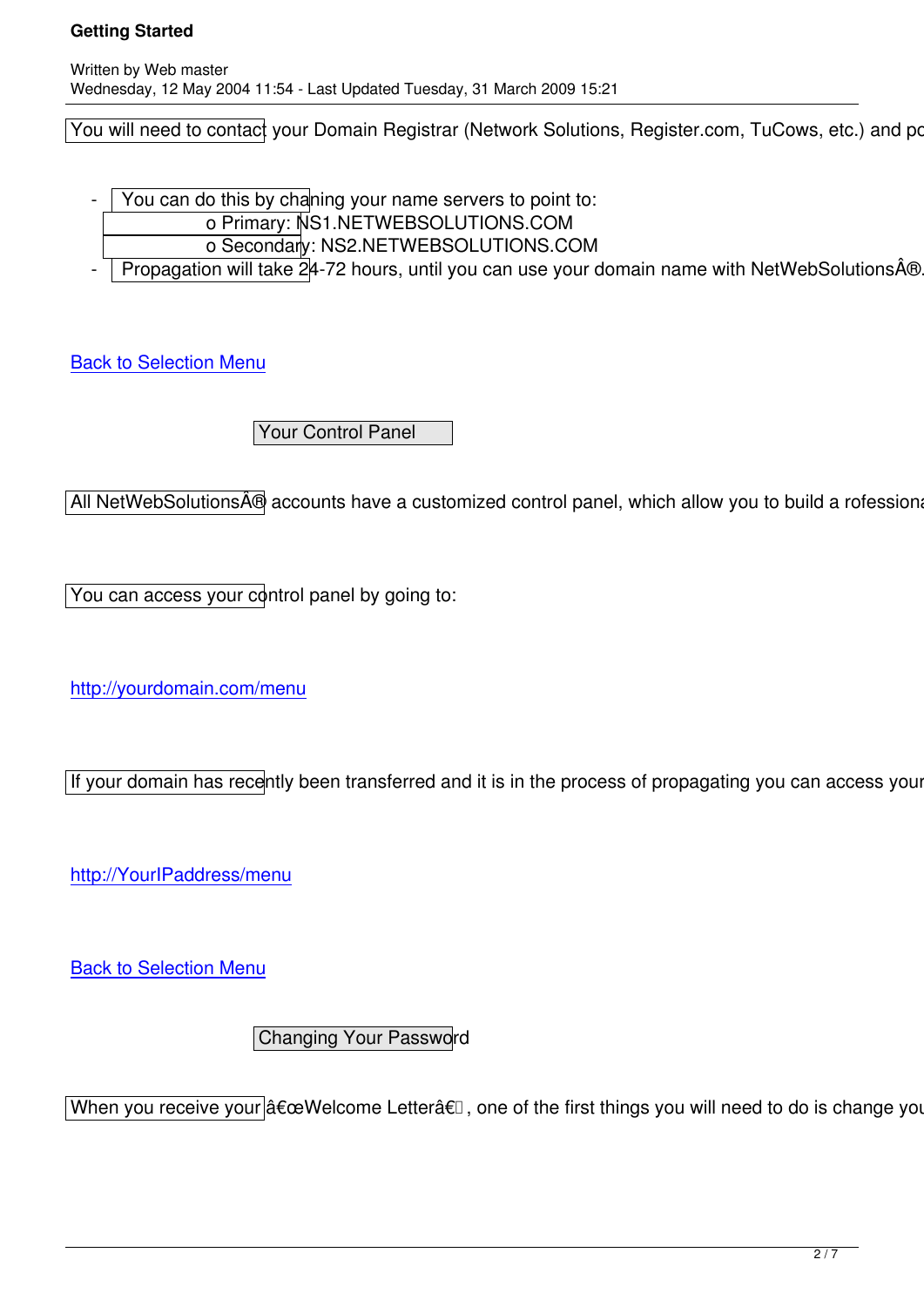You will need to contact your Domain Registrar (Network Solutions, Register.com, TuCows, etc.) and po

- You can do this by chaning your name servers to point to:
  - o Primary: NS1.NETWEBSOLUTIONS.COM
  - o Secondary: NS2.NETWEBSOLUTIONS.COM
- Propagation will take 24-72 hours, until you can use your domain name with NetWebSolutionsÂ®.

[Back to Selection Menu]()

## Your Control Panel

All NetWebSolutionsÂ® accounts have a customized control panel, which allow you to build a rofessiona

You can access your control panel by going to:

[http://yourdomain.com/menu](http://yourdomain.com/menu)

If your domain has recently been transferred and it is in the process of propagating you can access your

[http://YourIPaddress/menu](http://YourIPaddress/menu)

[Back to Selection Menu]()

## Changing Your Password

When you receive your â€œWelcome Letterâ€, one of the first things you will need to do is change you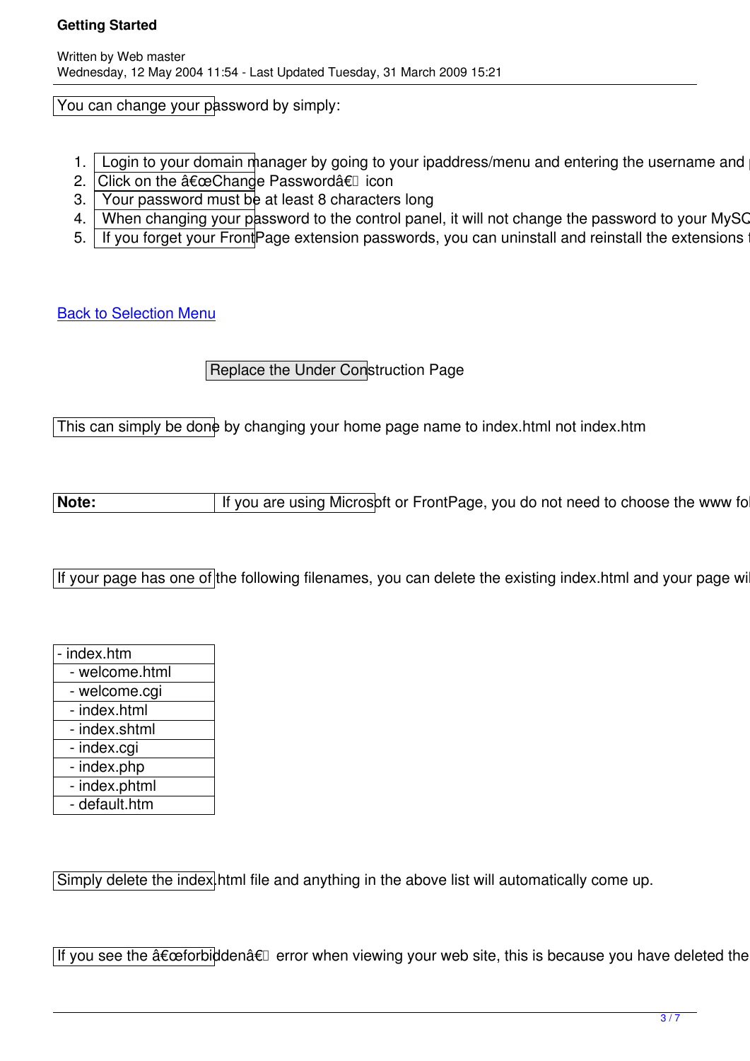You can change your password by simply:

1. Login to your domain manager by going to your ipaddress/menu and entering the username and
2. Click on the â€œChange Passwordâ€ icon
3. Your password must be at least 8 characters long
4. When changing your password to the control panel, it will not change the password to your MySQ
5. If you forget your FrontPage extension passwords, you can uninstall and reinstall the extensions t

[Back to Selection Menu](#)

Replace the Under Construction Page

This can simply be done by changing your home page name to index.html not index.htm

**Note:** If you are using Microsoft or FrontPage, you do not need to choose the www fol

If your page has one of the following filenames, you can delete the existing index.html and your page wi

| - index.htm |
|---|
| - welcome.html |
| - welcome.cgi |
| - index.html |
| - index.shtml |
| - index.cgi |
| - index.php |
| - index.phtml |
| - default.htm |

Simply delete the index.html file and anything in the above list will automatically come up.

If you see the â€œforbiddenâ€ error when viewing your web site, this is because you have deleted the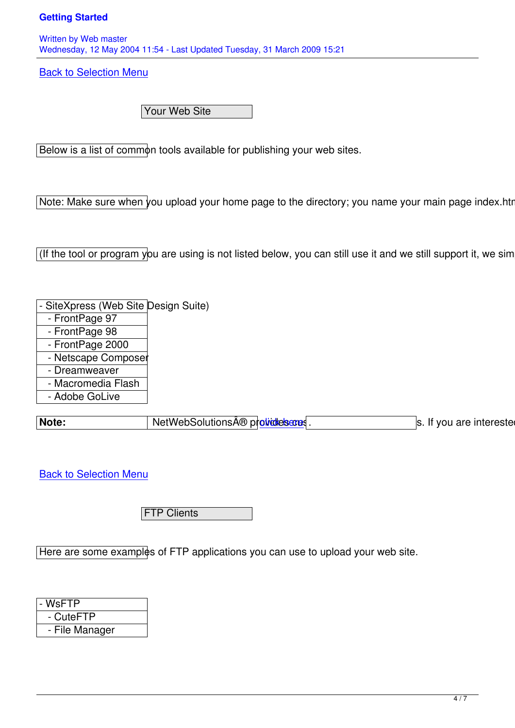# Getting Started

Written by Web master
Wednesday, 12 May 2004 11:54 - Last Updated Tuesday, 31 March 2009 15:21

Back to Selection Menu

## Your Web Site

Below is a list of common tools available for publishing your web sites.

Note: Make sure when you upload your home page to the directory; you name your main page index.htm

(If the tool or program you are using is not listed below, you can still use it and we still support it, we sim

- SiteXpress (Web Site Design Suite)
- FrontPage 97
- FrontPage 98
- FrontPage 2000
- Netscape Composer
- Dreamweaver
- Macromedia Flash
- Adobe GoLive

**Note:** NetWebSolutionsÂ® provides click here . s. If you are intereste

Back to Selection Menu

## FTP Clients

Here are some examples of FTP applications you can use to upload your web site.

- WsFTP
- CuteFTP
- File Manager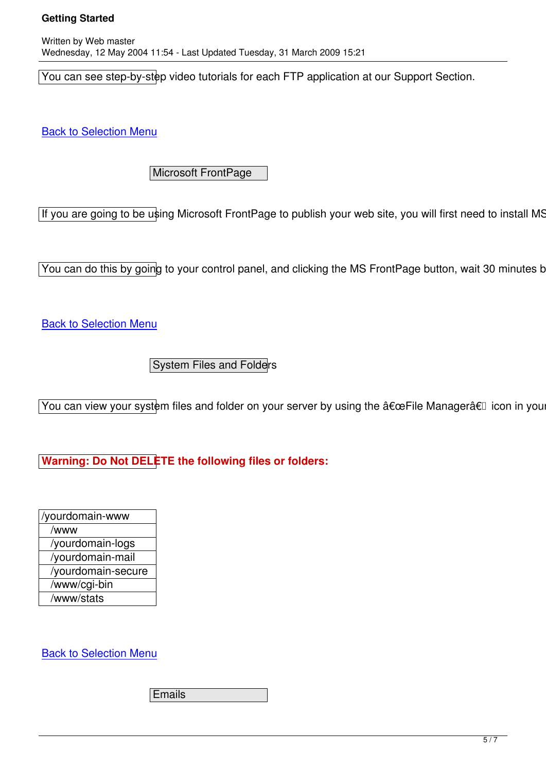You can see step-by-step video tutorials for each FTP application at our Support Section.

[Back to Selection Menu]()

### Microsoft FrontPage

If you are going to be using Microsoft FrontPage to publish your web site, you will first need to install MS

You can do this by going to your control panel, and clicking the MS FrontPage button, wait 30 minutes b

[Back to Selection Menu]()

### System Files and Folders

You can view your system files and folder on your server by using the â€œFile Managerâ€ icon in your

**Warning: Do Not DELETE the following files or folders:**

| /yourdomain-www |
|---|
| /www |
| /yourdomain-logs |
| /yourdomain-mail |
| /yourdomain-secure |
| /www/cgi-bin |
| /www/stats |

[Back to Selection Menu]()

### Emails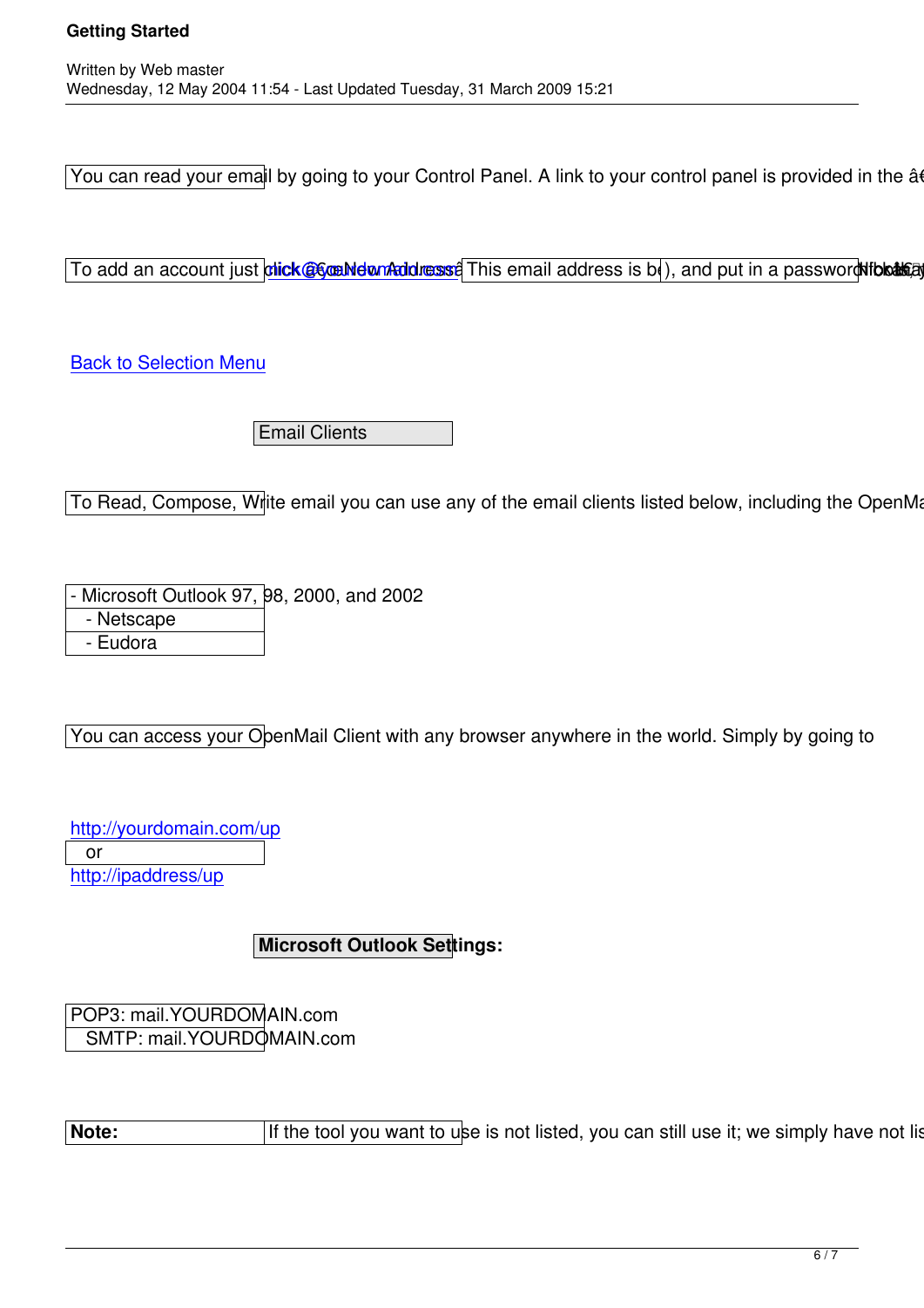You can read your email by going to your Control Panel. A link to your control panel is provided in the â€

To add an account just click â€œNew Addressâ This email address is b), and put in a password

[Back to Selection Menu]()

Email Clients

To Read, Compose, Write email you can use any of the email clients listed below, including the OpenMa

- Microsoft Outlook 97, 98, 2000, and 2002
- Netscape
- Eudora

You can access your OpenMail Client with any browser anywhere in the world. Simply by going to

http://yourdomain.com/up
or
http://ipaddress/up

**Microsoft Outlook Settings:**

POP3: mail.YOURDOMAIN.com
SMTP: mail.YOURDOMAIN.com

**Note:** If the tool you want to use is not listed, you can still use it; we simply have not lis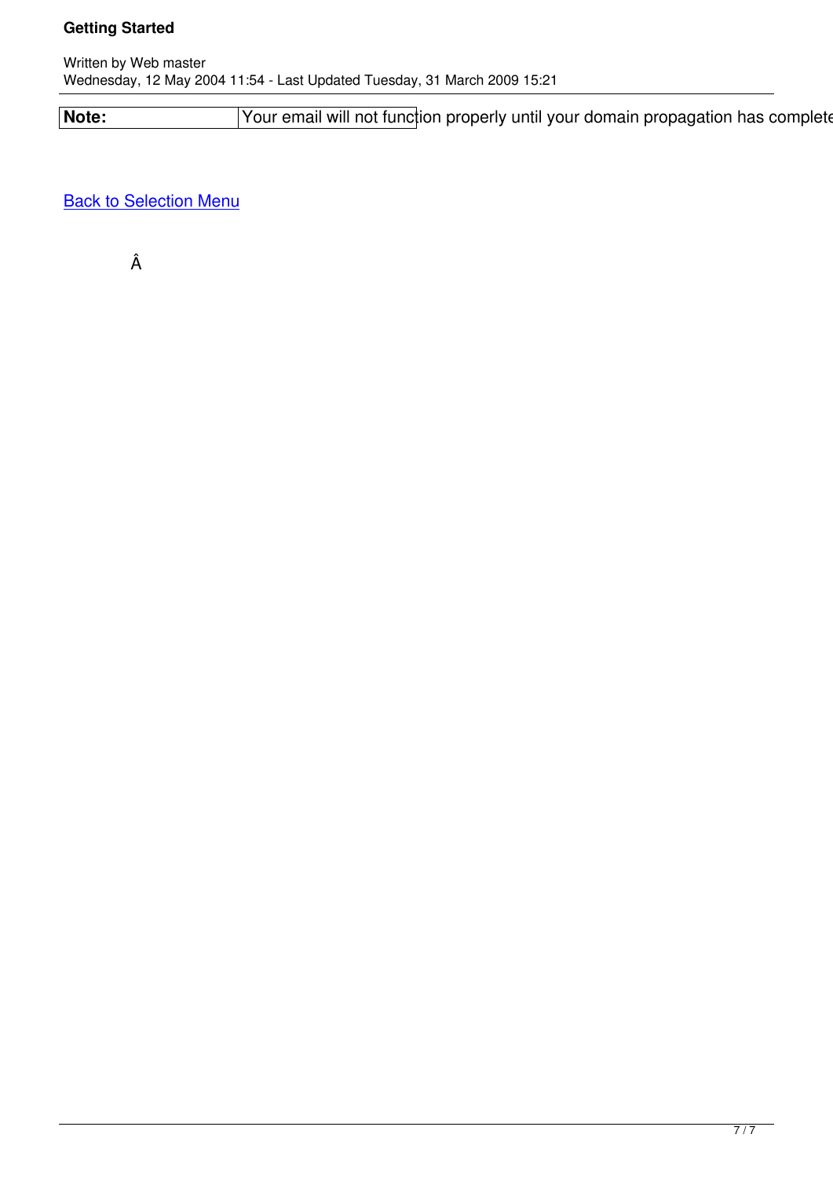| | |
|---|---|
| **Note:** | Your email will not function properly until your domain propagation has complete |

[Back to Selection Menu]

Â